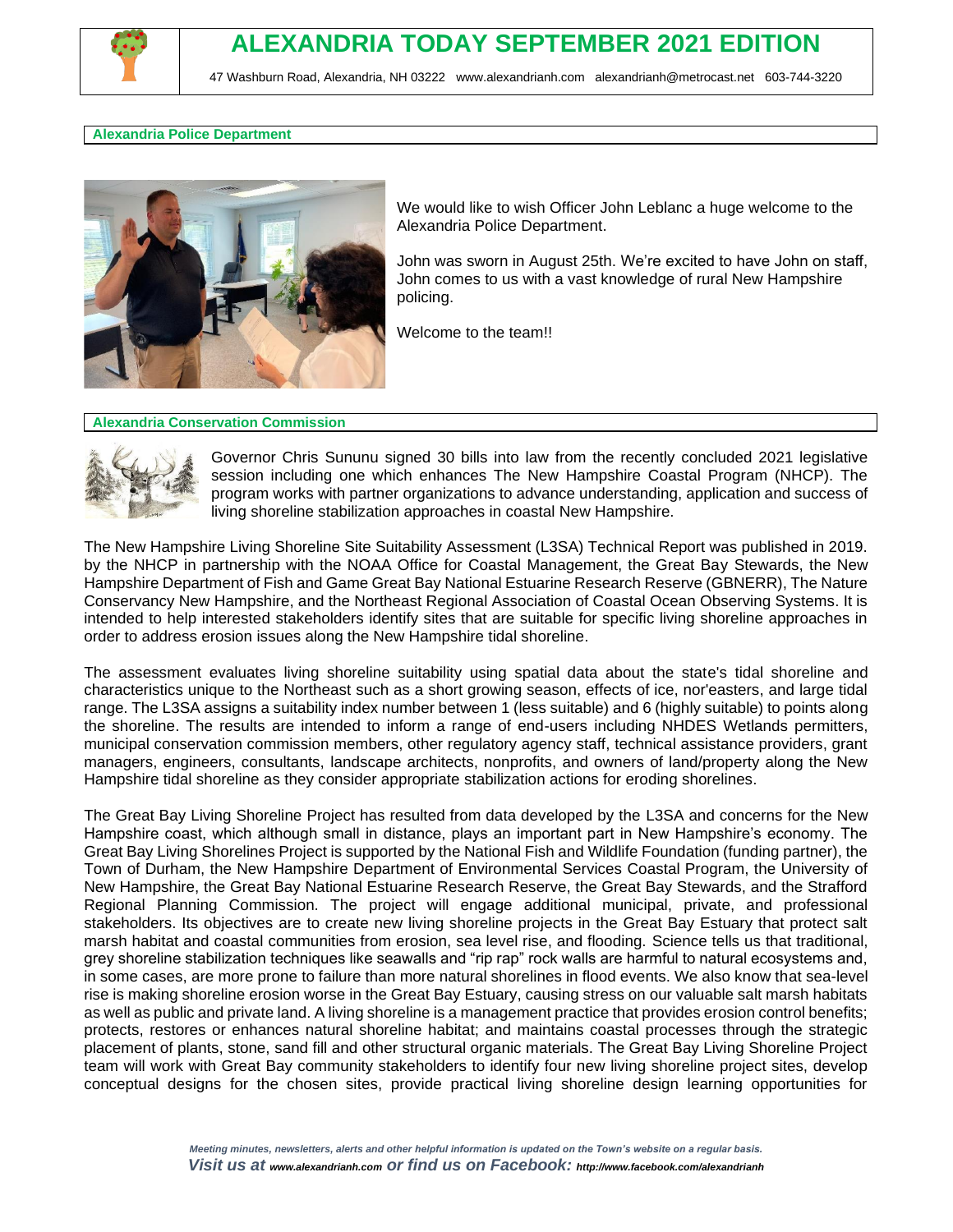# ALEXANDRIA TODAY SEPTEMBER 2021 EDITION

47 Washburn Road, Alexandria, NH 03222 www.alexandrianh.com alexandrianh@metrocast.net 603-744-3220

## Alexandria Police Department

We would like to wish Officer John Leblanc a huge welcome to the Alexandria Police Department.

John was sworn in August 25th. We're excited to have John on staff, John comes to us with a vast knowledge of rural New Hampshire policing.

Welcome to the team!!

## Alexandria Conservation Commission

Governor Chris Sununu signed 30 bills into law from the recently concluded 2021 legislative session including one which enhances The New Hampshire Coastal Program (NHCP). The program works with partner organizations to advance understanding, application and success of living shoreline stabilization approaches in coastal New Hampshire.

The New Hampshire Living Shoreline Site Suitability Assessment (L3SA) Technical Report was published in 2019. by the NHCP in partnership with the NOAA Office for Coastal Management, the Great Bay Stewards, the New Hampshire Department of Fish and Game Great Bay National Estuarine Research Reserve (GBNERR), The Nature Conservancy New Hampshire, and the Northeast Regional Association of Coastal Ocean Observing Systems. It is intended to help interested stakeholders identify sites that are suitable for specific living shoreline approaches in order to address erosion issues along the New Hampshire tidal shoreline.

The assessment evaluates living shoreline suitability using spatial data about the state's tidal shoreline and characteristics unique to the Northeast such as a short growing season, effects of ice, nor'easters, and large tidal range. The L3SA assigns a suitability index number between 1 (less suitable) and 6 (highly suitable) to points along the shoreline. The results are intended to inform a range of end-users including NHDES Wetlands permitters, municipal conservation commission members, other regulatory agency staff, technical assistance providers, grant managers, engineers, consultants, landscape architects, nonprofits, and owners of land/property along the New Hampshire tidal shoreline as they consider appropriate stabilization actions for eroding shorelines.

The Great Bay Living Shoreline Project has resulted from data developed by the L3SA and concerns for the New Hampshire coast, which although small in distance, plays an important part in New Hampshire's economy. The Great Bay Living Shorelines Project is supported by the National Fish and Wildlife Foundation (funding partner), the Town of Durham, the New Hampshire Department of Environmental Services Coastal Program, the University of New Hampshire, the Great Bay National Estuarine Research Reserve, the Great Bay Stewards, and the Strafford Regional Planning Commission. The project will engage additional municipal, private, and professional stakeholders. Its objectives are to create new living shoreline projects in the Great Bay Estuary that protect salt marsh habitat and coastal communities from erosion, sea level rise, and flooding. Science tells us that traditional, grey shoreline stabilization techniques like seawalls and "rip rap" rock walls are harmful to natural ecosystems and, in some cases, are more prone to failure than more natural shorelines in flood events. We also know that sea-level rise is making shoreline erosion worse in the Great Bay Estuary, causing stress on our valuable salt marsh habitats as well as public and private land. A living shoreline is a management practice that provides erosion control benefits; protects, restores or enhances natural shoreline habitat; and maintains coastal processes through the strategic placement of plants, stone, sand fill and other structural organic materials. The Great Bay Living Shoreline Project team will work with Great Bay community stakeholders to identify four new living shoreline project sites, develop conceptual designs for the chosen sites, provide practical living shoreline design learning opportunities for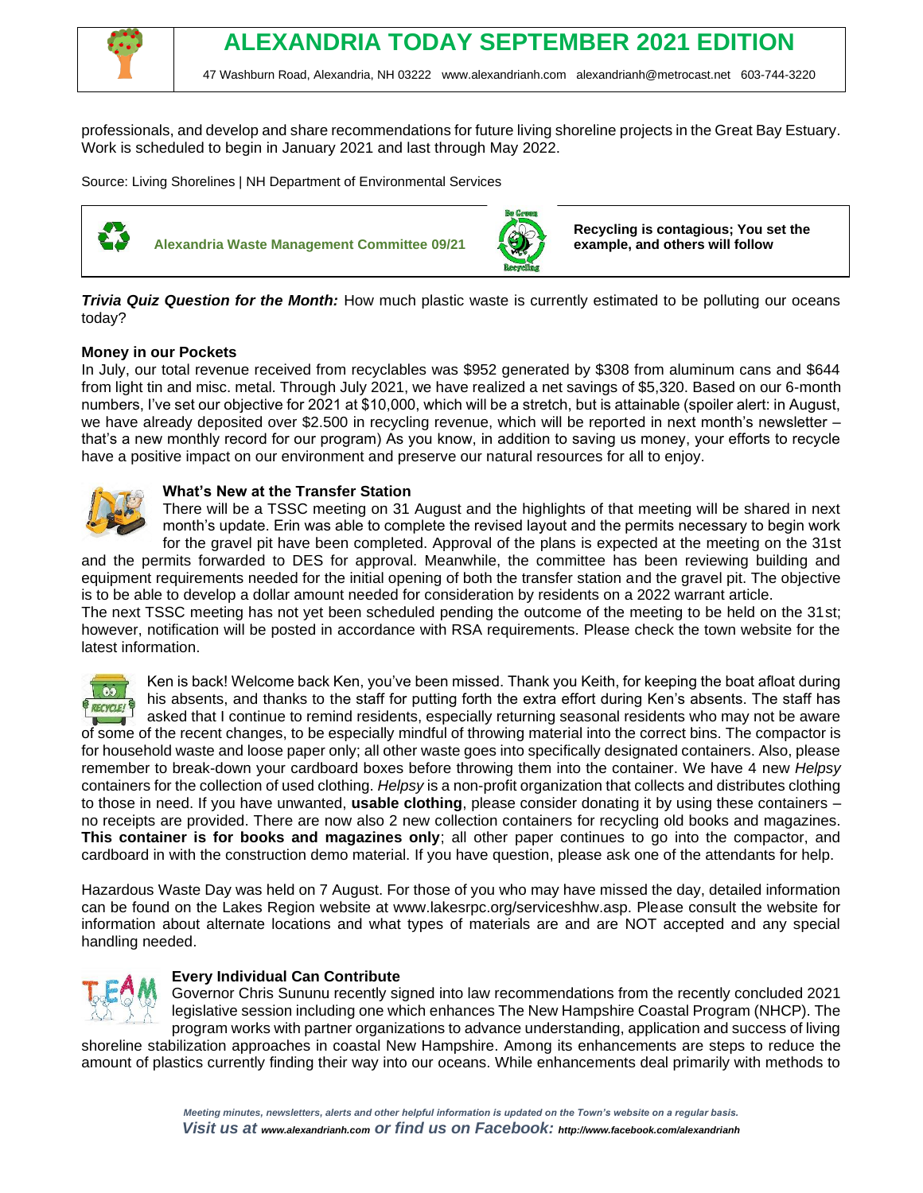professionals, and develop and share recommendations for future living shoreline projects in the Great Bay Estuary. Work is scheduled to begin in January 2021 and last through May 2022.

Source: Living Shorelines | NH Department of Environmental Services

**Alexandria Waste Management Committee 09/21**

**Recycling is contagious; You set the example, and others will follow**

***Trivia Quiz Question for the Month:*** How much plastic waste is currently estimated to be polluting our oceans today?

**Money in our Pockets**

In July, our total revenue received from recyclables was $952 generated by $308 from aluminum cans and $644 from light tin and misc. metal. Through July 2021, we have realized a net savings of $5,320. Based on our 6-month numbers, I've set our objective for 2021 at $10,000, which will be a stretch, but is attainable (spoiler alert: in August, we have already deposited over $2.500 in recycling revenue, which will be reported in next month's newsletter – that's a new monthly record for our program) As you know, in addition to saving us money, your efforts to recycle have a positive impact on our environment and preserve our natural resources for all to enjoy.

**What's New at the Transfer Station**

There will be a TSSC meeting on 31 August and the highlights of that meeting will be shared in next month's update. Erin was able to complete the revised layout and the permits necessary to begin work for the gravel pit have been completed. Approval of the plans is expected at the meeting on the 31st and the permits forwarded to DES for approval. Meanwhile, the committee has been reviewing building and equipment requirements needed for the initial opening of both the transfer station and the gravel pit. The objective is to be able to develop a dollar amount needed for consideration by residents on a 2022 warrant article.

The next TSSC meeting has not yet been scheduled pending the outcome of the meeting to be held on the 31st; however, notification will be posted in accordance with RSA requirements. Please check the town website for the latest information.

Ken is back! Welcome back Ken, you've been missed. Thank you Keith, for keeping the boat afloat during his absents, and thanks to the staff for putting forth the extra effort during Ken's absents. The staff has asked that I continue to remind residents, especially returning seasonal residents who may not be aware of some of the recent changes, to be especially mindful of throwing material into the correct bins. The compactor is for household waste and loose paper only; all other waste goes into specifically designated containers. Also, please remember to break-down your cardboard boxes before throwing them into the container. We have 4 new *Helpsy* containers for the collection of used clothing. *Helpsy* is a non-profit organization that collects and distributes clothing to those in need. If you have unwanted, **usable clothing**, please consider donating it by using these containers – no receipts are provided. There are now also 2 new collection containers for recycling old books and magazines. **This container is for books and magazines only**; all other paper continues to go into the compactor, and cardboard in with the construction demo material. If you have question, please ask one of the attendants for help.

Hazardous Waste Day was held on 7 August. For those of you who may have missed the day, detailed information can be found on the Lakes Region website at www.lakesrpc.org/serviceshhw.asp. Please consult the website for information about alternate locations and what types of materials are and are NOT accepted and any special handling needed.

**Every Individual Can Contribute**

Governor Chris Sununu recently signed into law recommendations from the recently concluded 2021 legislative session including one which enhances The New Hampshire Coastal Program (NHCP). The program works with partner organizations to advance understanding, application and success of living shoreline stabilization approaches in coastal New Hampshire. Among its enhancements are steps to reduce the amount of plastics currently finding their way into our oceans. While enhancements deal primarily with methods to

*Meeting minutes, newsletters, alerts and other helpful information is updated on the Town's website on a regular basis.*

***Visit us at www.alexandrianh.com or find us on Facebook: http://www.facebook.com/alexandrianh***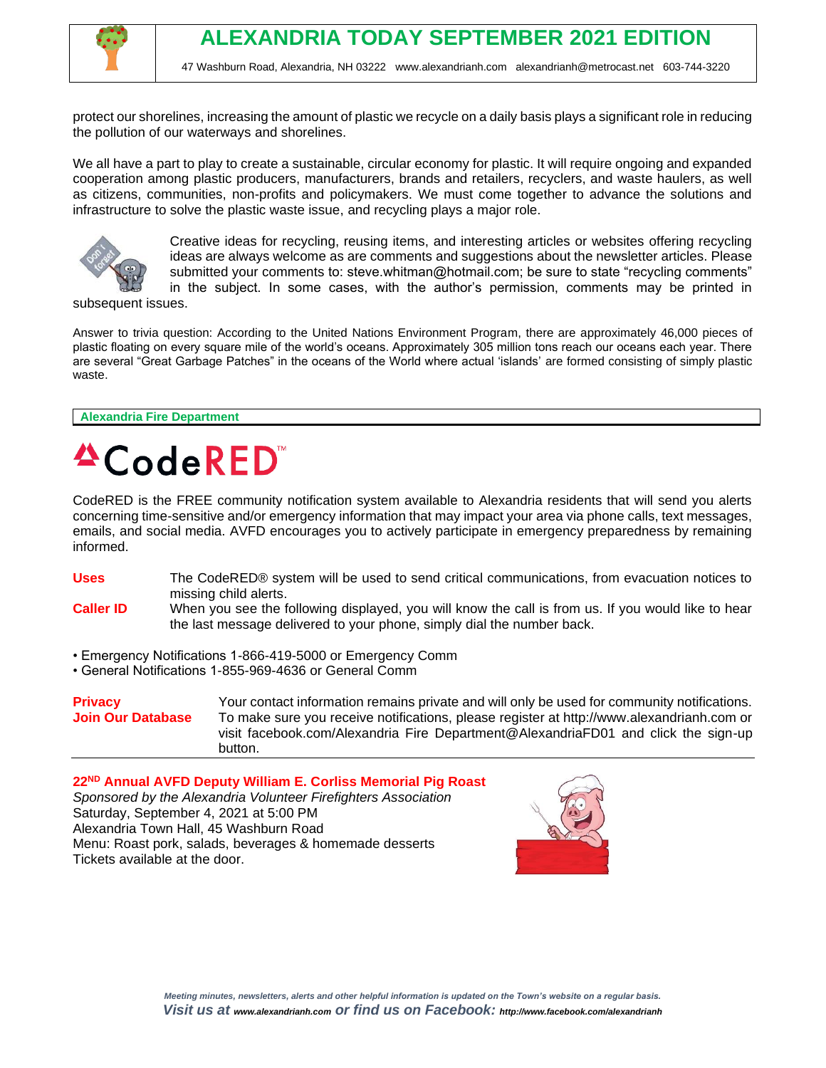protect our shorelines, increasing the amount of plastic we recycle on a daily basis plays a significant role in reducing the pollution of our waterways and shorelines.

We all have a part to play to create a sustainable, circular economy for plastic. It will require ongoing and expanded cooperation among plastic producers, manufacturers, brands and retailers, recyclers, and waste haulers, as well as citizens, communities, non-profits and policymakers. We must come together to advance the solutions and infrastructure to solve the plastic waste issue, and recycling plays a major role.

Creative ideas for recycling, reusing items, and interesting articles or websites offering recycling ideas are always welcome as are comments and suggestions about the newsletter articles. Please submitted your comments to: steve.whitman@hotmail.com; be sure to state "recycling comments" in the subject. In some cases, with the author's permission, comments may be printed in subsequent issues.

Answer to trivia question: According to the United Nations Environment Program, there are approximately 46,000 pieces of plastic floating on every square mile of the world's oceans. Approximately 305 million tons reach our oceans each year. There are several "Great Garbage Patches" in the oceans of the World where actual 'islands' are formed consisting of simply plastic waste.

## Alexandria Fire Department

# CodeRED™

CodeRED is the FREE community notification system available to Alexandria residents that will send you alerts concerning time-sensitive and/or emergency information that may impact your area via phone calls, text messages, emails, and social media. AVFD encourages you to actively participate in emergency preparedness by remaining informed.

**Uses** The CodeRED® system will be used to send critical communications, from evacuation notices to missing child alerts.

**Caller ID** When you see the following displayed, you will know the call is from us. If you would like to hear the last message delivered to your phone, simply dial the number back.

- Emergency Notifications 1-866-419-5000 or Emergency Comm
- General Notifications 1-855-969-4636 or General Comm

**Privacy** Your contact information remains private and will only be used for community notifications.

**Join Our Database** To make sure you receive notifications, please register at http://www.alexandrianh.com or visit facebook.com/Alexandria Fire Department@AlexandriaFD01 and click the sign-up button.

### 22ND Annual AVFD Deputy William E. Corliss Memorial Pig Roast

*Sponsored by the Alexandria Volunteer Firefighters Association*
Saturday, September 4, 2021 at 5:00 PM
Alexandria Town Hall, 45 Washburn Road
Menu: Roast pork, salads, beverages & homemade desserts
Tickets available at the door.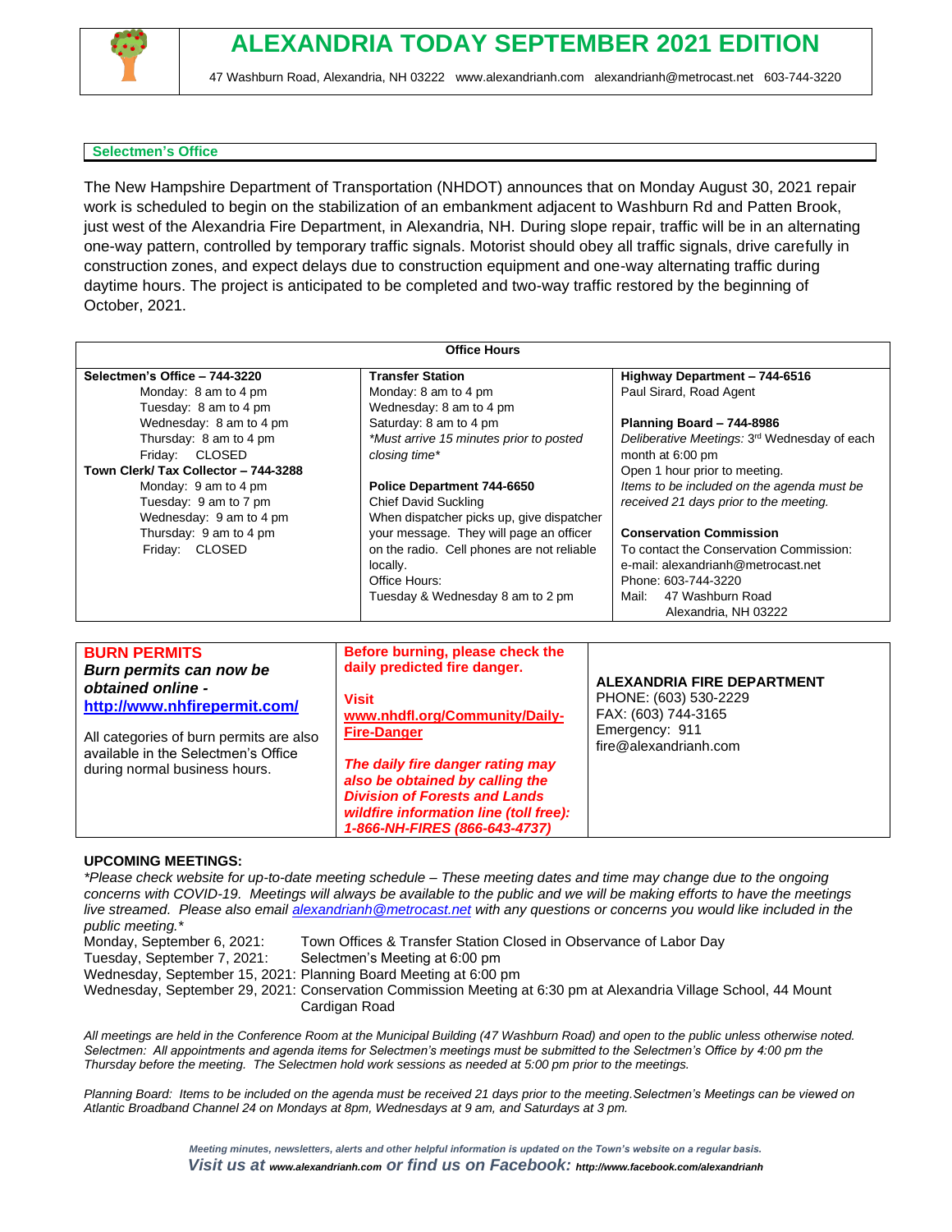# ALEXANDRIA TODAY SEPTEMBER 2021 EDITION

47 Washburn Road, Alexandria, NH 03222 www.alexandrianh.com alexandrianh@metrocast.net 603-744-3220

## Selectmen's Office

The New Hampshire Department of Transportation (NHDOT) announces that on Monday August 30, 2021 repair work is scheduled to begin on the stabilization of an embankment adjacent to Washburn Rd and Patten Brook, just west of the Alexandria Fire Department, in Alexandria, NH. During slope repair, traffic will be in an alternating one-way pattern, controlled by temporary traffic signals. Motorist should obey all traffic signals, drive carefully in construction zones, and expect delays due to construction equipment and one-way alternating traffic during daytime hours. The project is anticipated to be completed and two-way traffic restored by the beginning of October, 2021.

### Office Hours

**Selectmen's Office – 744-3220**
Monday: 8 am to 4 pm
Tuesday: 8 am to 4 pm
Wednesday: 8 am to 4 pm
Thursday: 8 am to 4 pm
Friday: CLOSED

**Town Clerk/ Tax Collector – 744-3288**
Monday: 9 am to 4 pm
Tuesday: 9 am to 7 pm
Wednesday: 9 am to 4 pm
Thursday: 9 am to 4 pm
Friday: CLOSED

**Transfer Station**
Monday: 8 am to 4 pm
Wednesday: 8 am to 4 pm
Saturday: 8 am to 4 pm
*\*Must arrive 15 minutes prior to posted closing time\**

**Police Department 744-6650**
Chief David Suckling
When dispatcher picks up, give dispatcher your message. They will page an officer on the radio. Cell phones are not reliable locally.
Office Hours:
Tuesday & Wednesday 8 am to 2 pm

**Highway Department – 744-6516**
Paul Sirard, Road Agent

**Planning Board – 744-8986**
*Deliberative Meetings:* 3rd Wednesday of each month at 6:00 pm
Open 1 hour prior to meeting.
*Items to be included on the agenda must be received 21 days prior to the meeting.*

**Conservation Commission**
To contact the Conservation Commission:
e-mail: alexandrianh@metrocast.net
Phone: 603-744-3220
Mail: 47 Washburn Road
Alexandria, NH 03222

---

**BURN PERMITS**
***Burn permits can now be obtained online - http://www.nhfirepermit.com/***

All categories of burn permits are also available in the Selectmen's Office during normal business hours.

**Before burning, please check the daily predicted fire danger.**

**Visit www.nhdfl.org/Community/Daily-Fire-Danger**

***The daily fire danger rating may also be obtained by calling the Division of Forests and Lands wildfire information line (toll free): 1-866-NH-FIRES (866-643-4737)***

**ALEXANDRIA FIRE DEPARTMENT**
PHONE: (603) 530-2229
FAX: (603) 744-3165
Emergency: 911
fire@alexandrianh.com

---

**UPCOMING MEETINGS:**

*\*Please check website for up-to-date meeting schedule – These meeting dates and time may change due to the ongoing concerns with COVID-19. Meetings will always be available to the public and we will be making efforts to have the meetings live streamed. Please also email alexandrianh@metrocast.net with any questions or concerns you would like included in the public meeting.\**

Monday, September 6, 2021: Town Offices & Transfer Station Closed in Observance of Labor Day
Tuesday, September 7, 2021: Selectmen's Meeting at 6:00 pm
Wednesday, September 15, 2021: Planning Board Meeting at 6:00 pm
Wednesday, September 29, 2021: Conservation Commission Meeting at 6:30 pm at Alexandria Village School, 44 Mount Cardigan Road

*All meetings are held in the Conference Room at the Municipal Building (47 Washburn Road) and open to the public unless otherwise noted. Selectmen: All appointments and agenda items for Selectmen's meetings must be submitted to the Selectmen's Office by 4:00 pm the Thursday before the meeting. The Selectmen hold work sessions as needed at 5:00 pm prior to the meetings.*

*Planning Board: Items to be included on the agenda must be received 21 days prior to the meeting.Selectmen's Meetings can be viewed on Atlantic Broadband Channel 24 on Mondays at 8pm, Wednesdays at 9 am, and Saturdays at 3 pm.*

***Meeting minutes, newsletters, alerts and other helpful information is updated on the Town's website on a regular basis.***
***Visit us at www.alexandrianh.com or find us on Facebook: http://www.facebook.com/alexandrianh***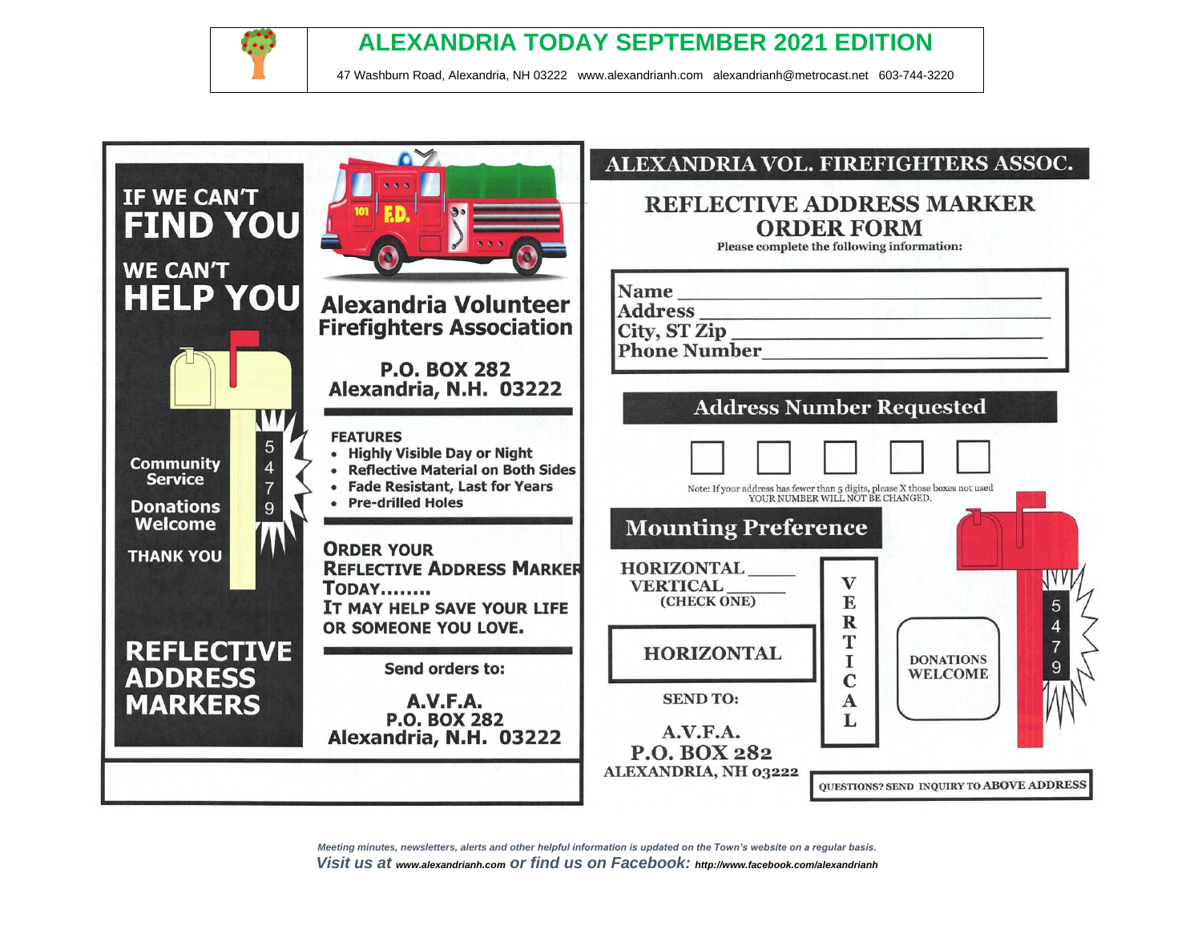# ALEXANDRIA TODAY SEPTEMBER 2021 EDITION

47 Washburn Road, Alexandria, NH 03222 www.alexandrianh.com alexandrianh@metrocast.net 603-744-3220

IF WE CAN'T **FIND YOU**

WE CAN'T **HELP YOU**

5
4
7
9

**Community Service**

**Donations Welcome**

**THANK YOU**

**REFLECTIVE ADDRESS MARKERS**

## Alexandria Volunteer Firefighters Association

**P.O. BOX 282**
**Alexandria, N.H. 03222**

**FEATURES**

- Highly Visible Day or Night
- Reflective Material on Both Sides
- Fade Resistant, Last for Years
- Pre-drilled Holes

**ORDER YOUR REFLECTIVE ADDRESS MARKER TODAY........**
**IT MAY HELP SAVE YOUR LIFE OR SOMEONE YOU LOVE.**

Send orders to:

**A.V.F.A.**
**P.O. BOX 282**
**Alexandria, N.H. 03222**

## ALEXANDRIA VOL. FIREFIGHTERS ASSOC.

### REFLECTIVE ADDRESS MARKER ORDER FORM

Please complete the following information:

Name ______________________________
Address ______________________________
City, ST Zip ______________________________
Phone Number ______________________________

### Address Number Requested

☐ ☐ ☐ ☐ ☐

Note: If your address has fewer than 5 digits, please X those boxes not used
YOUR NUMBER WILL NOT BE CHANGED.

### Mounting Preference

HORIZONTAL _____
VERTICAL _____
(CHECK ONE)

HORIZONTAL

VERTICAL

DONATIONS WELCOME

5
4
7
9

SEND TO:

**A.V.F.A.**
**P.O. BOX 282**
**ALEXANDRIA, NH 03222**

QUESTIONS? SEND INQUIRY TO ABOVE ADDRESS

*Meeting minutes, newsletters, alerts and other helpful information is updated on the Town's website on a regular basis.*
*Visit us at **www.alexandrianh.com** or find us on Facebook: **http://www.facebook.com/alexandrianh***